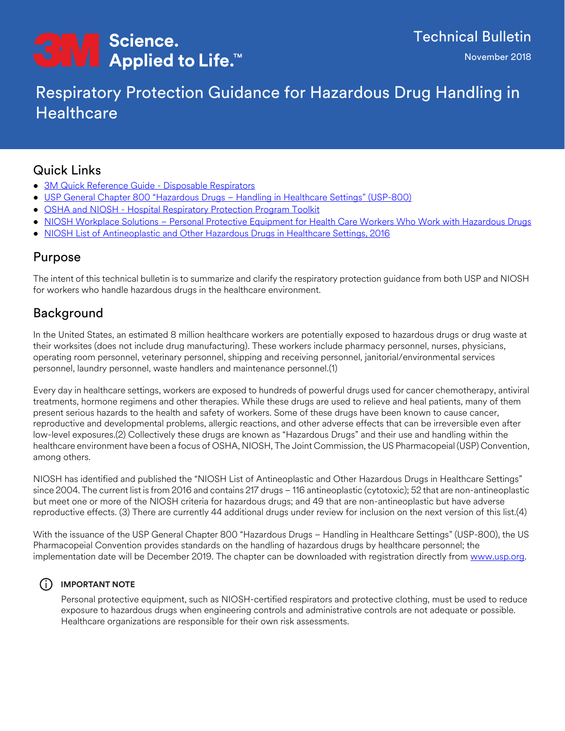3M Science. Applied to Life.™

Technical Bulletin

November 2018

# Respiratory Protection Guidance for Hazardous Drug Handling in Healthcare

## Quick Links

- 3M Quick Reference Guide - Disposable Respirators
- USP General Chapter 800 "Hazardous Drugs – Handling in Healthcare Settings" (USP-800)
- OSHA and NIOSH - Hospital Respiratory Protection Program Toolkit
- NIOSH Workplace Solutions – Personal Protective Equipment for Health Care Workers Who Work with Hazardous Drugs
- NIOSH List of Antineoplastic and Other Hazardous Drugs in Healthcare Settings, 2016

## Purpose

The intent of this technical bulletin is to summarize and clarify the respiratory protection guidance from both USP and NIOSH for workers who handle hazardous drugs in the healthcare environment.

## Background

In the United States, an estimated 8 million healthcare workers are potentially exposed to hazardous drugs or drug waste at their worksites (does not include drug manufacturing). These workers include pharmacy personnel, nurses, physicians, operating room personnel, veterinary personnel, shipping and receiving personnel, janitorial/environmental services personnel, laundry personnel, waste handlers and maintenance personnel.(1)

Every day in healthcare settings, workers are exposed to hundreds of powerful drugs used for cancer chemotherapy, antiviral treatments, hormone regimens and other therapies. While these drugs are used to relieve and heal patients, many of them present serious hazards to the health and safety of workers. Some of these drugs have been known to cause cancer, reproductive and developmental problems, allergic reactions, and other adverse effects that can be irreversible even after low-level exposures.(2) Collectively these drugs are known as "Hazardous Drugs" and their use and handling within the healthcare environment have been a focus of OSHA, NIOSH, The Joint Commission, the US Pharmacopeial (USP) Convention, among others.

NIOSH has identified and published the "NIOSH List of Antineoplastic and Other Hazardous Drugs in Healthcare Settings" since 2004. The current list is from 2016 and contains 217 drugs – 116 antineoplastic (cytotoxic); 52 that are non-antineoplastic but meet one or more of the NIOSH criteria for hazardous drugs; and 49 that are non-antineoplastic but have adverse reproductive effects. (3) There are currently 44 additional drugs under review for inclusion on the next version of this list.(4)

With the issuance of the USP General Chapter 800 "Hazardous Drugs – Handling in Healthcare Settings" (USP-800), the US Pharmacopeial Convention provides standards on the handling of hazardous drugs by healthcare personnel; the implementation date will be December 2019. The chapter can be downloaded with registration directly from www.usp.org.

> **IMPORTANT NOTE**
>
> Personal protective equipment, such as NIOSH-certified respirators and protective clothing, must be used to reduce exposure to hazardous drugs when engineering controls and administrative controls are not adequate or possible. Healthcare organizations are responsible for their own risk assessments.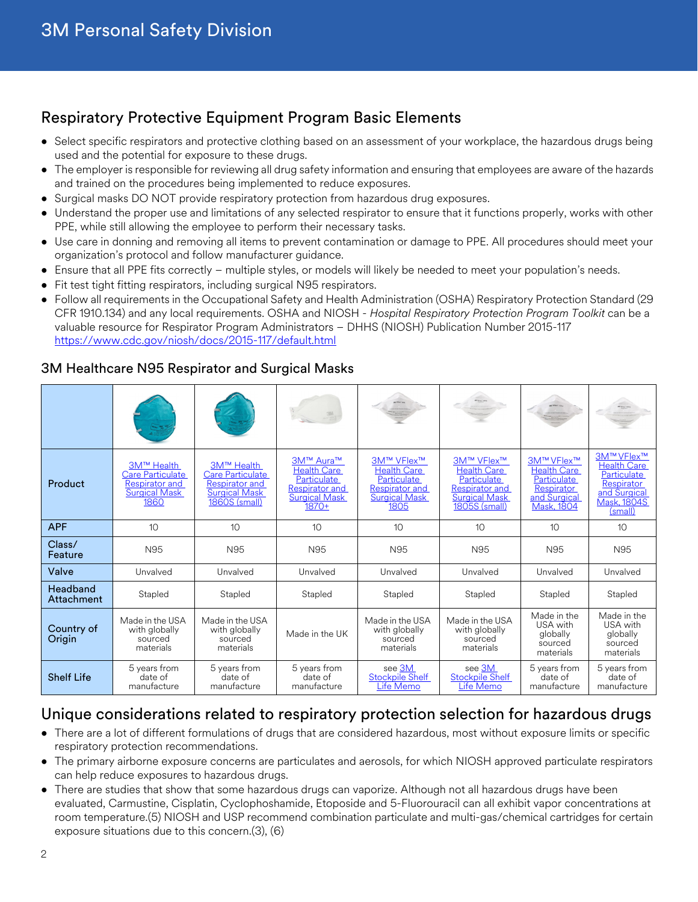## Respiratory Protective Equipment Program Basic Elements

- Select specific respirators and protective clothing based on an assessment of your workplace, the hazardous drugs being used and the potential for exposure to these drugs.
- The employer is responsible for reviewing all drug safety information and ensuring that employees are aware of the hazards and trained on the procedures being implemented to reduce exposures.
- Surgical masks DO NOT provide respiratory protection from hazardous drug exposures.
- Understand the proper use and limitations of any selected respirator to ensure that it functions properly, works with other PPE, while still allowing the employee to perform their necessary tasks.
- Use care in donning and removing all items to prevent contamination or damage to PPE. All procedures should meet your organization's protocol and follow manufacturer guidance.
- Ensure that all PPE fits correctly – multiple styles, or models will likely be needed to meet your population's needs.
- Fit test tight fitting respirators, including surgical N95 respirators.
- Follow all requirements in the Occupational Safety and Health Administration (OSHA) Respiratory Protection Standard (29 CFR 1910.134) and any local requirements. OSHA and NIOSH - *Hospital Respiratory Protection Program Toolkit* can be a valuable resource for Respirator Program Administrators – DHHS (NIOSH) Publication Number 2015-117 https://www.cdc.gov/niosh/docs/2015-117/default.html

### 3M Healthcare N95 Respirator and Surgical Masks

| Product | 3M™ Health Care Particulate Respirator and Surgical Mask 1860 | 3M™ Health Care Particulate Respirator and Surgical Mask 1860S (small) | 3M™ Aura™ Health Care Particulate Respirator and Surgical Mask 1870+ | 3M™ VFlex™ Health Care Particulate Respirator and Surgical Mask 1805 | 3M™ VFlex™ Health Care Particulate Respirator and Surgical Mask 1805S (small) | 3M™ VFlex™ Health Care Particulate Respirator and Surgical Mask, 1804 | 3M™ VFlex™ Health Care Particulate Respirator and Surgical Mask, 1804S (small) |
|---|---|---|---|---|---|---|---|
| APF | 10 | 10 | 10 | 10 | 10 | 10 | 10 |
| Class/ Feature | N95 | N95 | N95 | N95 | N95 | N95 | N95 |
| Valve | Unvalved | Unvalved | Unvalved | Unvalved | Unvalved | Unvalved | Unvalved |
| Headband Attachment | Stapled | Stapled | Stapled | Stapled | Stapled | Stapled | Stapled |
| Country of Origin | Made in the USA with globally sourced materials | Made in the USA with globally sourced materials | Made in the UK | Made in the USA with globally sourced materials | Made in the USA with globally sourced materials | Made in the USA with globally sourced materials | Made in the USA with globally sourced materials |
| Shelf Life | 5 years from date of manufacture | 5 years from date of manufacture | 5 years from date of manufacture | see 3M Stockpile Shelf Life Memo | see 3M Stockpile Shelf Life Memo | 5 years from date of manufacture | 5 years from date of manufacture |

## Unique considerations related to respiratory protection selection for hazardous drugs

- There are a lot of different formulations of drugs that are considered hazardous, most without exposure limits or specific respiratory protection recommendations.
- The primary airborne exposure concerns are particulates and aerosols, for which NIOSH approved particulate respirators can help reduce exposures to hazardous drugs.
- There are studies that show that some hazardous drugs can vaporize. Although not all hazardous drugs have been evaluated, Carmustine, Cisplatin, Cyclophoshamide, Etoposide and 5-Fluorouracil can all exhibit vapor concentrations at room temperature.(5) NIOSH and USP recommend combination particulate and multi-gas/chemical cartridges for certain exposure situations due to this concern.(3), (6)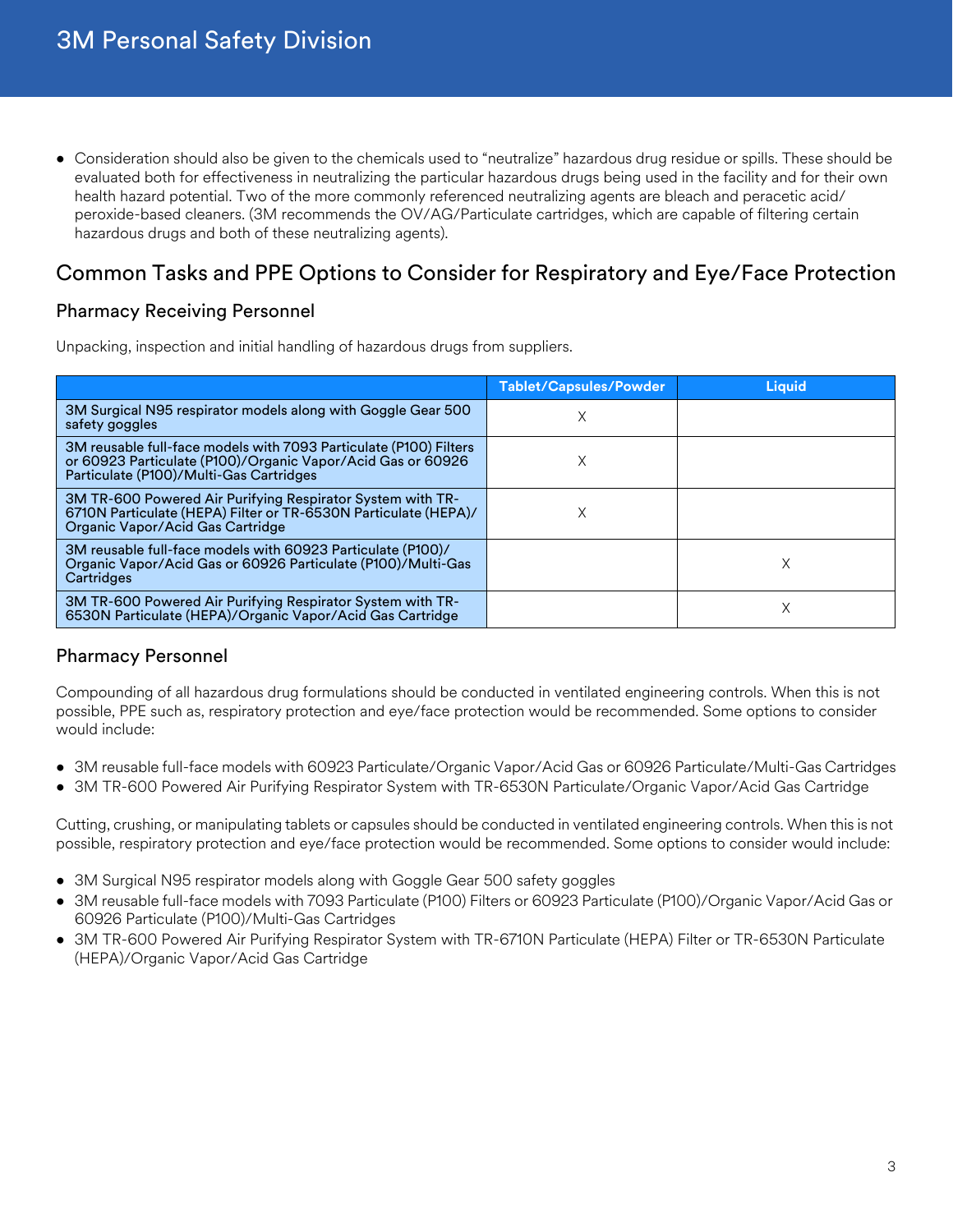- Consideration should also be given to the chemicals used to "neutralize" hazardous drug residue or spills. These should be evaluated both for effectiveness in neutralizing the particular hazardous drugs being used in the facility and for their own health hazard potential. Two of the more commonly referenced neutralizing agents are bleach and peracetic acid/peroxide-based cleaners. (3M recommends the OV/AG/Particulate cartridges, which are capable of filtering certain hazardous drugs and both of these neutralizing agents).

## Common Tasks and PPE Options to Consider for Respiratory and Eye/Face Protection

### Pharmacy Receiving Personnel

Unpacking, inspection and initial handling of hazardous drugs from suppliers.

| | Tablet/Capsules/Powder | Liquid |
|---|---|---|
| 3M Surgical N95 respirator models along with Goggle Gear 500 safety goggles | X | |
| 3M reusable full-face models with 7093 Particulate (P100) Filters or 60923 Particulate (P100)/Organic Vapor/Acid Gas or 60926 Particulate (P100)/Multi-Gas Cartridges | X | |
| 3M TR-600 Powered Air Purifying Respirator System with TR-6710N Particulate (HEPA) Filter or TR-6530N Particulate (HEPA)/Organic Vapor/Acid Gas Cartridge | X | |
| 3M reusable full-face models with 60923 Particulate (P100)/Organic Vapor/Acid Gas or 60926 Particulate (P100)/Multi-Gas Cartridges | | X |
| 3M TR-600 Powered Air Purifying Respirator System with TR-6530N Particulate (HEPA)/Organic Vapor/Acid Gas Cartridge | | X |

### Pharmacy Personnel

Compounding of all hazardous drug formulations should be conducted in ventilated engineering controls. When this is not possible, PPE such as, respiratory protection and eye/face protection would be recommended. Some options to consider would include:

- 3M reusable full-face models with 60923 Particulate/Organic Vapor/Acid Gas or 60926 Particulate/Multi-Gas Cartridges
- 3M TR-600 Powered Air Purifying Respirator System with TR-6530N Particulate/Organic Vapor/Acid Gas Cartridge

Cutting, crushing, or manipulating tablets or capsules should be conducted in ventilated engineering controls. When this is not possible, respiratory protection and eye/face protection would be recommended. Some options to consider would include:

- 3M Surgical N95 respirator models along with Goggle Gear 500 safety goggles
- 3M reusable full-face models with 7093 Particulate (P100) Filters or 60923 Particulate (P100)/Organic Vapor/Acid Gas or 60926 Particulate (P100)/Multi-Gas Cartridges
- 3M TR-600 Powered Air Purifying Respirator System with TR-6710N Particulate (HEPA) Filter or TR-6530N Particulate (HEPA)/Organic Vapor/Acid Gas Cartridge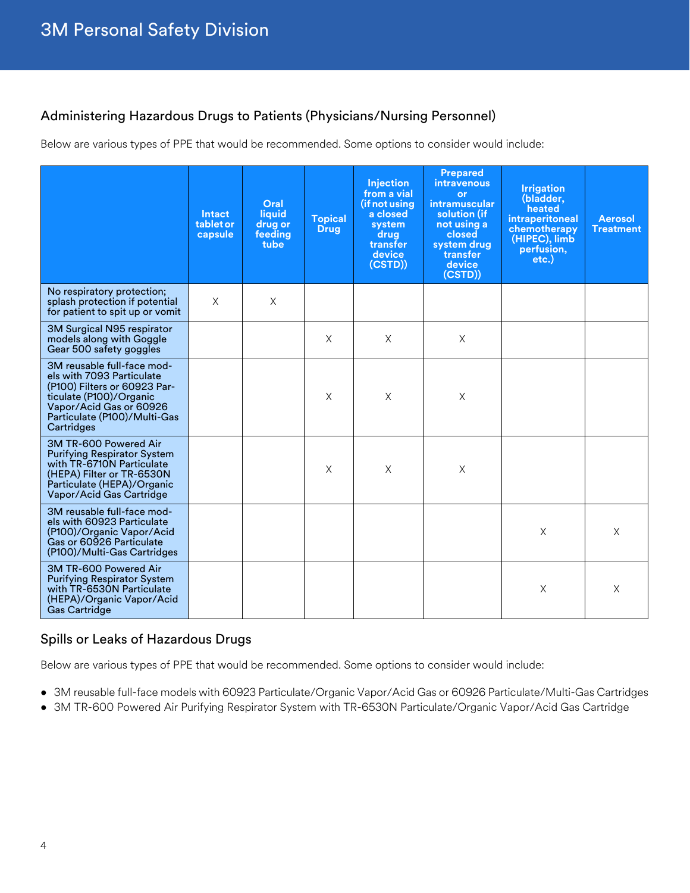## Administering Hazardous Drugs to Patients (Physicians/Nursing Personnel)

Below are various types of PPE that would be recommended. Some options to consider would include:

| | Intact tablet or capsule | Oral liquid drug or feeding tube | Topical Drug | Injection from a vial (if not using a closed system drug transfer device (CSTD)) | Prepared intravenous or intramuscular solution (if not using a closed system drug transfer device (CSTD)) | Irrigation (bladder, heated intraperitoneal chemotherapy (HIPEC), limb perfusion, etc.) | Aerosol Treatment |
|---|---|---|---|---|---|---|---|
| No respiratory protection; splash protection if potential for patient to spit up or vomit | X | X | | | | | |
| 3M Surgical N95 respirator models along with Goggle Gear 500 safety goggles | | | X | X | X | | |
| 3M reusable full-face models with 7093 Particulate (P100) Filters or 60923 Particulate (P100)/Organic Vapor/Acid Gas or 60926 Particulate (P100)/Multi-Gas Cartridges | | | X | X | X | | |
| 3M TR-600 Powered Air Purifying Respirator System with TR-6710N Particulate (HEPA) Filter or TR-6530N Particulate (HEPA)/Organic Vapor/Acid Gas Cartridge | | | X | X | X | | |
| 3M reusable full-face models with 60923 Particulate (P100)/Organic Vapor/Acid Gas or 60926 Particulate (P100)/Multi-Gas Cartridges | | | | | | X | X |
| 3M TR-600 Powered Air Purifying Respirator System with TR-6530N Particulate (HEPA)/Organic Vapor/Acid Gas Cartridge | | | | | | X | X |

## Spills or Leaks of Hazardous Drugs

Below are various types of PPE that would be recommended. Some options to consider would include:

- 3M reusable full-face models with 60923 Particulate/Organic Vapor/Acid Gas or 60926 Particulate/Multi-Gas Cartridges
- 3M TR-600 Powered Air Purifying Respirator System with TR-6530N Particulate/Organic Vapor/Acid Gas Cartridge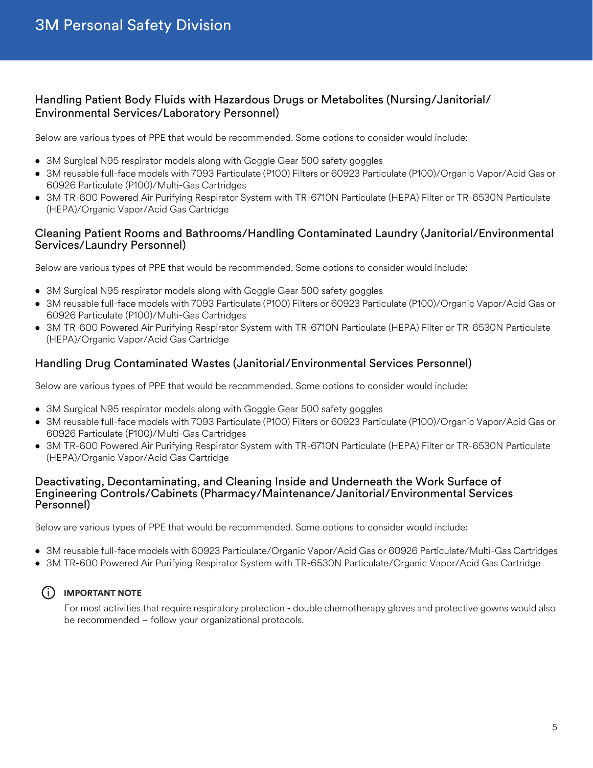## Handling Patient Body Fluids with Hazardous Drugs or Metabolites (Nursing/Janitorial/Environmental Services/Laboratory Personnel)

Below are various types of PPE that would be recommended. Some options to consider would include:

- 3M Surgical N95 respirator models along with Goggle Gear 500 safety goggles
- 3M reusable full-face models with 7093 Particulate (P100) Filters or 60923 Particulate (P100)/Organic Vapor/Acid Gas or 60926 Particulate (P100)/Multi-Gas Cartridges
- 3M TR-600 Powered Air Purifying Respirator System with TR-6710N Particulate (HEPA) Filter or TR-6530N Particulate (HEPA)/Organic Vapor/Acid Gas Cartridge

## Cleaning Patient Rooms and Bathrooms/Handling Contaminated Laundry (Janitorial/Environmental Services/Laundry Personnel)

Below are various types of PPE that would be recommended. Some options to consider would include:

- 3M Surgical N95 respirator models along with Goggle Gear 500 safety goggles
- 3M reusable full-face models with 7093 Particulate (P100) Filters or 60923 Particulate (P100)/Organic Vapor/Acid Gas or 60926 Particulate (P100)/Multi-Gas Cartridges
- 3M TR-600 Powered Air Purifying Respirator System with TR-6710N Particulate (HEPA) Filter or TR-6530N Particulate (HEPA)/Organic Vapor/Acid Gas Cartridge

## Handling Drug Contaminated Wastes (Janitorial/Environmental Services Personnel)

Below are various types of PPE that would be recommended. Some options to consider would include:

- 3M Surgical N95 respirator models along with Goggle Gear 500 safety goggles
- 3M reusable full-face models with 7093 Particulate (P100) Filters or 60923 Particulate (P100)/Organic Vapor/Acid Gas or 60926 Particulate (P100)/Multi-Gas Cartridges
- 3M TR-600 Powered Air Purifying Respirator System with TR-6710N Particulate (HEPA) Filter or TR-6530N Particulate (HEPA)/Organic Vapor/Acid Gas Cartridge

## Deactivating, Decontaminating, and Cleaning Inside and Underneath the Work Surface of Engineering Controls/Cabinets (Pharmacy/Maintenance/Janitorial/Environmental Services Personnel)

Below are various types of PPE that would be recommended. Some options to consider would include:

- 3M reusable full-face models with 60923 Particulate/Organic Vapor/Acid Gas or 60926 Particulate/Multi-Gas Cartridges
- 3M TR-600 Powered Air Purifying Respirator System with TR-6530N Particulate/Organic Vapor/Acid Gas Cartridge

**IMPORTANT NOTE**

For most activities that require respiratory protection - double chemotherapy gloves and protective gowns would also be recommended – follow your organizational protocols.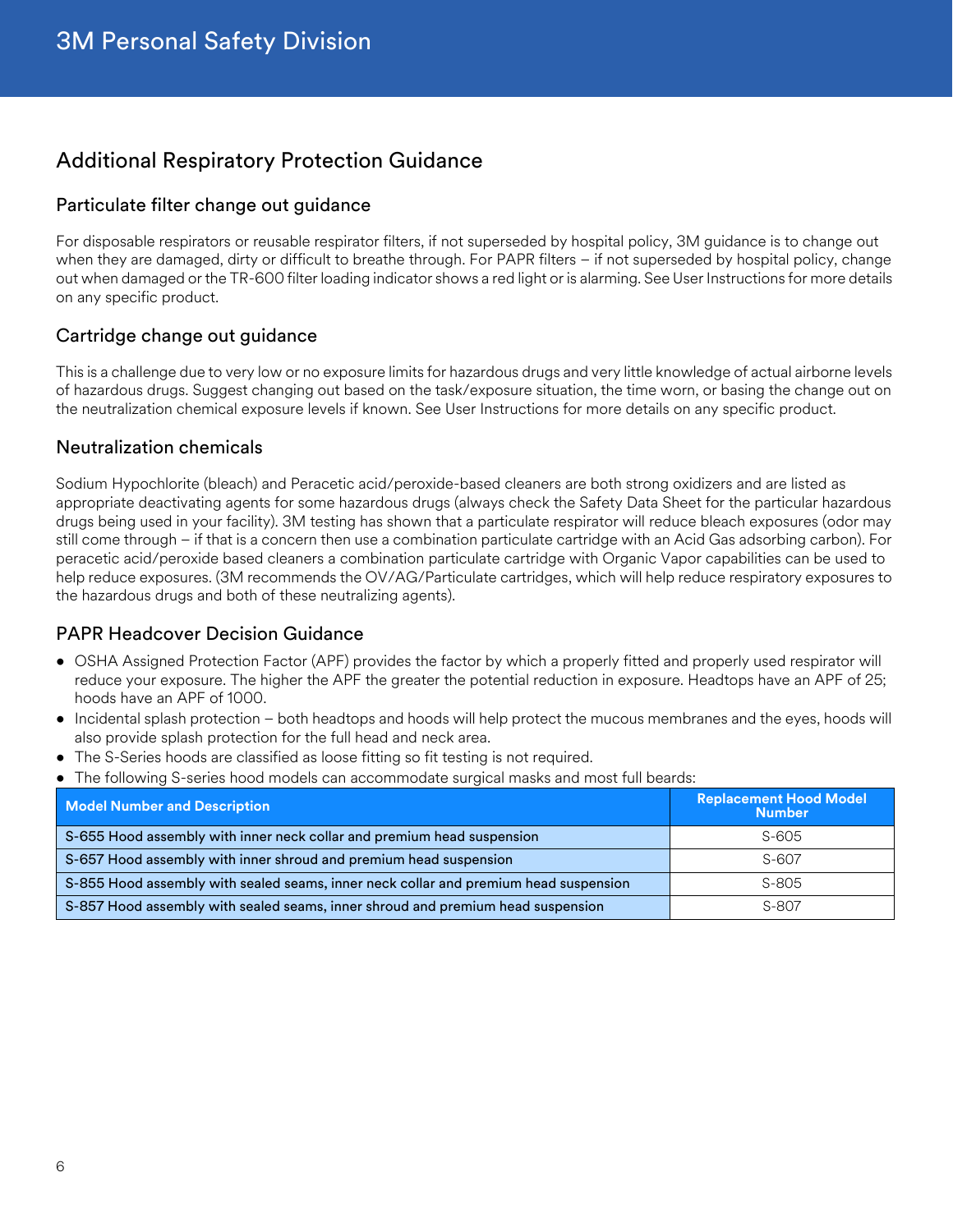## Additional Respiratory Protection Guidance

### Particulate filter change out guidance

For disposable respirators or reusable respirator filters, if not superseded by hospital policy, 3M guidance is to change out when they are damaged, dirty or difficult to breathe through. For PAPR filters – if not superseded by hospital policy, change out when damaged or the TR-600 filter loading indicator shows a red light or is alarming. See User Instructions for more details on any specific product.

### Cartridge change out guidance

This is a challenge due to very low or no exposure limits for hazardous drugs and very little knowledge of actual airborne levels of hazardous drugs. Suggest changing out based on the task/exposure situation, the time worn, or basing the change out on the neutralization chemical exposure levels if known. See User Instructions for more details on any specific product.

### Neutralization chemicals

Sodium Hypochlorite (bleach) and Peracetic acid/peroxide-based cleaners are both strong oxidizers and are listed as appropriate deactivating agents for some hazardous drugs (always check the Safety Data Sheet for the particular hazardous drugs being used in your facility). 3M testing has shown that a particulate respirator will reduce bleach exposures (odor may still come through – if that is a concern then use a combination particulate cartridge with an Acid Gas adsorbing carbon). For peracetic acid/peroxide based cleaners a combination particulate cartridge with Organic Vapor capabilities can be used to help reduce exposures. (3M recommends the OV/AG/Particulate cartridges, which will help reduce respiratory exposures to the hazardous drugs and both of these neutralizing agents).

### PAPR Headcover Decision Guidance

- OSHA Assigned Protection Factor (APF) provides the factor by which a properly fitted and properly used respirator will reduce your exposure. The higher the APF the greater the potential reduction in exposure. Headtops have an APF of 25; hoods have an APF of 1000.
- Incidental splash protection – both headtops and hoods will help protect the mucous membranes and the eyes, hoods will also provide splash protection for the full head and neck area.
- The S-Series hoods are classified as loose fitting so fit testing is not required.
- The following S-series hood models can accommodate surgical masks and most full beards:

| Model Number and Description | Replacement Hood Model Number |
|---|---|
| S-655 Hood assembly with inner neck collar and premium head suspension | S-605 |
| S-657 Hood assembly with inner shroud and premium head suspension | S-607 |
| S-855 Hood assembly with sealed seams, inner neck collar and premium head suspension | S-805 |
| S-857 Hood assembly with sealed seams, inner shroud and premium head suspension | S-807 |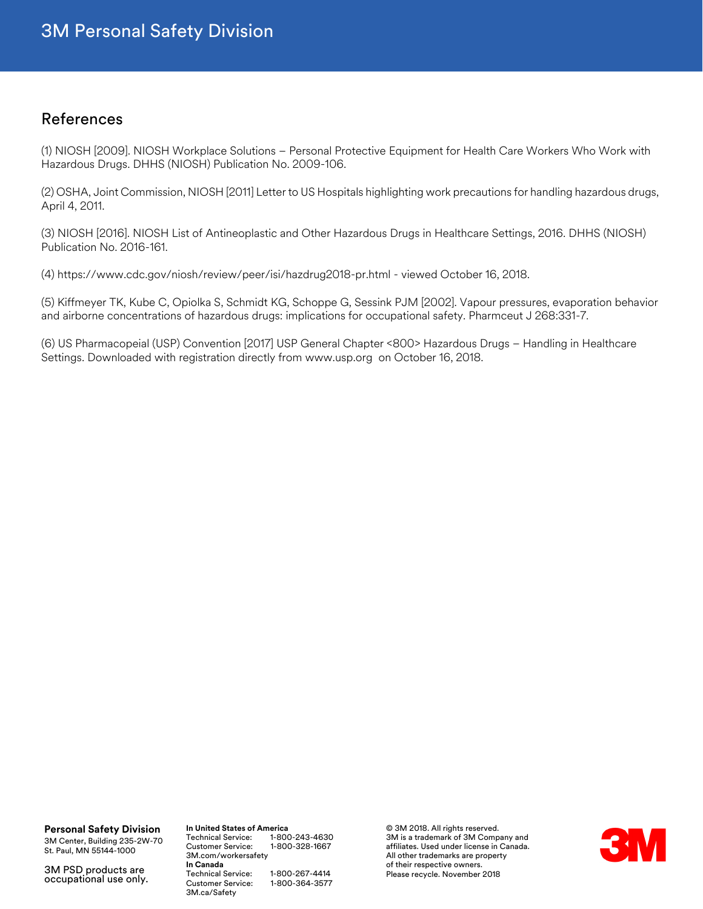## References

(1) NIOSH [2009]. NIOSH Workplace Solutions – Personal Protective Equipment for Health Care Workers Who Work with Hazardous Drugs. DHHS (NIOSH) Publication No. 2009-106.

(2) OSHA, Joint Commission, NIOSH [2011] Letter to US Hospitals highlighting work precautions for handling hazardous drugs, April 4, 2011.

(3) NIOSH [2016]. NIOSH List of Antineoplastic and Other Hazardous Drugs in Healthcare Settings, 2016. DHHS (NIOSH) Publication No. 2016-161.

(4) https://www.cdc.gov/niosh/review/peer/isi/hazdrug2018-pr.html - viewed October 16, 2018.

(5) Kiffmeyer TK, Kube C, Opiolka S, Schmidt KG, Schoppe G, Sessink PJM [2002]. Vapour pressures, evaporation behavior and airborne concentrations of hazardous drugs: implications for occupational safety. Pharmceut J 268:331-7.

(6) US Pharmacopeial (USP) Convention [2017] USP General Chapter <800> Hazardous Drugs – Handling in Healthcare Settings. Downloaded with registration directly from www.usp.org on October 16, 2018.

**Personal Safety Division**
3M Center, Building 235-2W-70
St. Paul, MN 55144-1000

3M PSD products are occupational use only.

**In United States of America**
Technical Service: 1-800-243-4630
Customer Service: 1-800-328-1667
3M.com/workersafety
**In Canada**
Technical Service: 1-800-267-4414
Customer Service: 1-800-364-3577
3M.ca/Safety

© 3M 2018. All rights reserved.
3M is a trademark of 3M Company and affiliates. Used under license in Canada.
All other trademarks are property of their respective owners.
Please recycle. November 2018